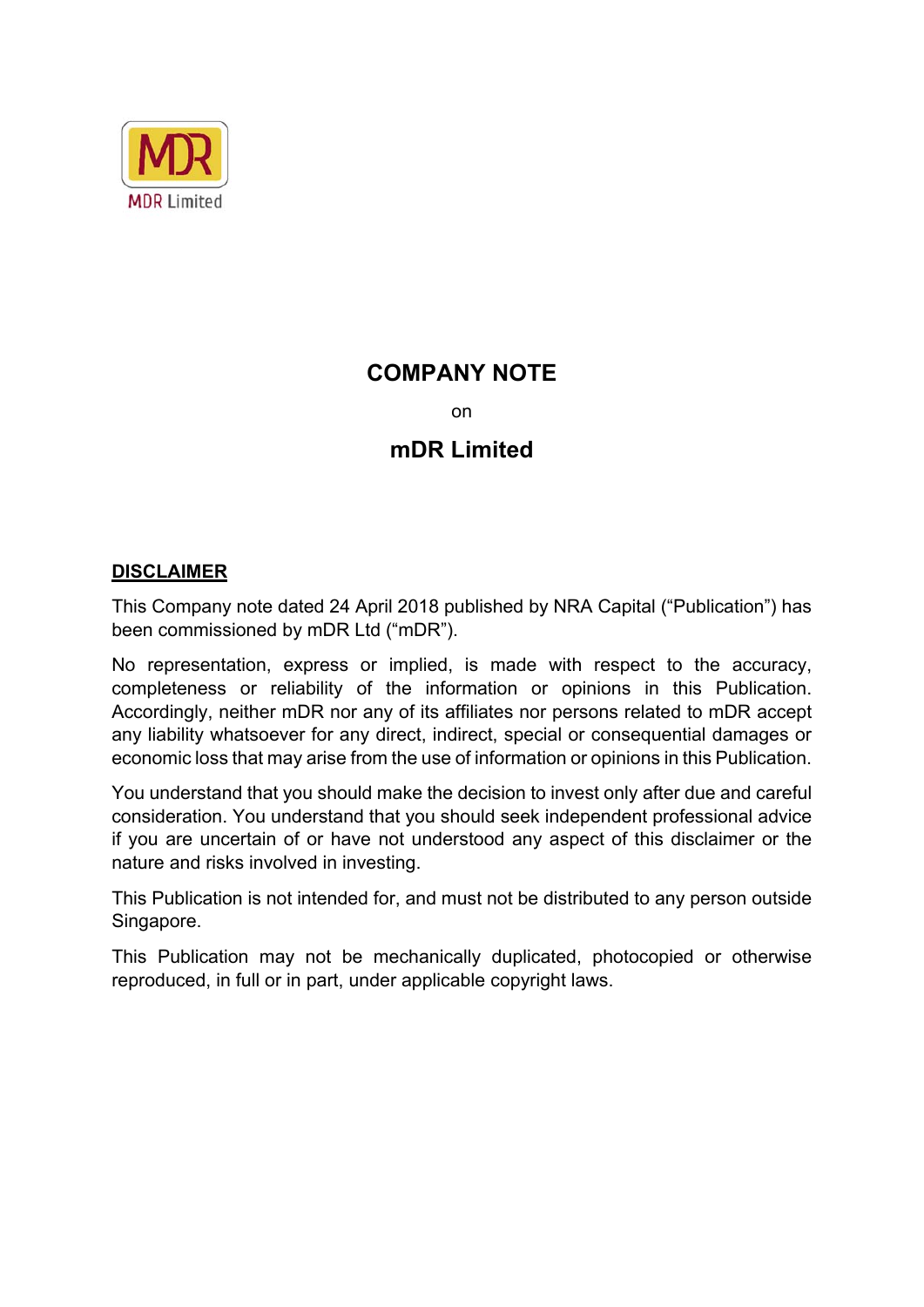MDR Limited

# COMPANY NOTE

on

## mDR Limited

**DISCLAIMER**

This Company note dated 24 April 2018 published by NRA Capital ("Publication") has been commissioned by mDR Ltd ("mDR").

No representation, express or implied, is made with respect to the accuracy, completeness or reliability of the information or opinions in this Publication. Accordingly, neither mDR nor any of its affiliates nor persons related to mDR accept any liability whatsoever for any direct, indirect, special or consequential damages or economic loss that may arise from the use of information or opinions in this Publication.

You understand that you should make the decision to invest only after due and careful consideration. You understand that you should seek independent professional advice if you are uncertain of or have not understood any aspect of this disclaimer or the nature and risks involved in investing.

This Publication is not intended for, and must not be distributed to any person outside Singapore.

This Publication may not be mechanically duplicated, photocopied or otherwise reproduced, in full or in part, under applicable copyright laws.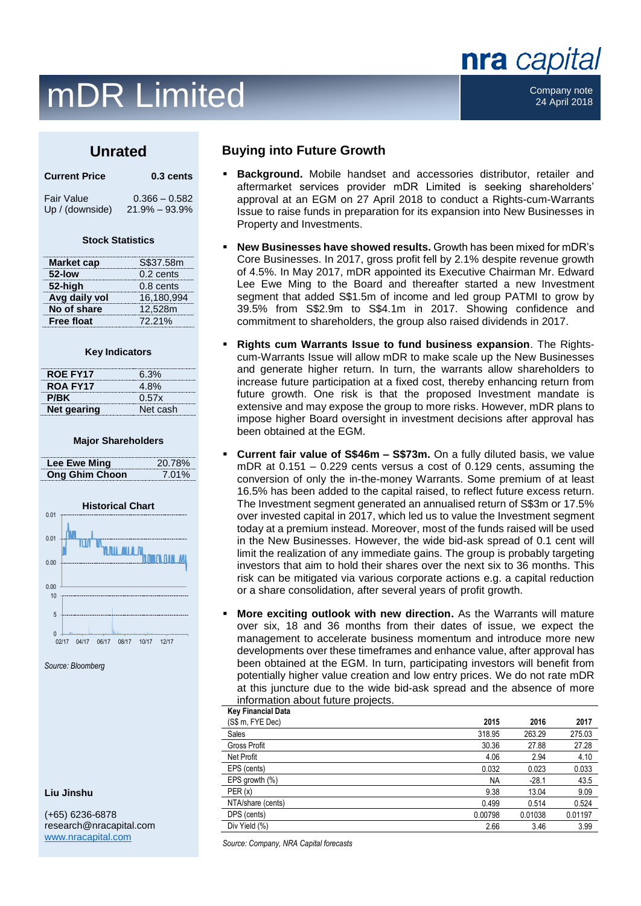# mDR Limited

nra capital

Company note
24 April 2018

## Unrated

| **Current Price** | **0.3 cents** |
|---|---|
| Fair Value | 0.366 – 0.582 |
| Up / (downside) | 21.9% – 93.9% |

**Stock Statistics**

| | |
|---|---|
| **Market cap** | S$37.58m |
| **52-low** | 0.2 cents |
| **52-high** | 0.8 cents |
| **Avg daily vol** | 16,180,994 |
| **No of share** | 12,528m |
| **Free float** | 72.21% |

**Key Indicators**

| | |
|---|---|
| **ROE FY17** | 6.3% |
| **ROA FY17** | 4.8% |
| **P/BK** | 0.57x |
| **Net gearing** | Net cash |

**Major Shareholders**

| | |
|---|---|
| **Lee Ewe Ming** | 20.78% |
| **Ong Ghim Choon** | 7.01% |

**Historical Chart**

*Source: Bloomberg*

**Liu Jinshu**

(+65) 6236-6878
research@nracapital.com
www.nracapital.com

## Buying into Future Growth

- **Background.** Mobile handset and accessories distributor, retailer and aftermarket services provider mDR Limited is seeking shareholders' approval at an EGM on 27 April 2018 to conduct a Rights-cum-Warrants Issue to raise funds in preparation for its expansion into New Businesses in Property and Investments.

- **New Businesses have showed results.** Growth has been mixed for mDR's Core Businesses. In 2017, gross profit fell by 2.1% despite revenue growth of 4.5%. In May 2017, mDR appointed its Executive Chairman Mr. Edward Lee Ewe Ming to the Board and thereafter started a new Investment segment that added S$1.5m of income and led group PATMI to grow by 39.5% from S$2.9m to S$4.1m in 2017. Showing confidence and commitment to shareholders, the group also raised dividends in 2017.

- **Rights cum Warrants Issue to fund business expansion**. The Rights-cum-Warrants Issue will allow mDR to make scale up the New Businesses and generate higher return. In turn, the warrants allow shareholders to increase future participation at a fixed cost, thereby enhancing return from future growth. One risk is that the proposed Investment mandate is extensive and may expose the group to more risks. However, mDR plans to impose higher Board oversight in investment decisions after approval has been obtained at the EGM.

- **Current fair value of S$46m – S$73m.** On a fully diluted basis, we value mDR at 0.151 – 0.229 cents versus a cost of 0.129 cents, assuming the conversion of only the in-the-money Warrants. Some premium of at least 16.5% has been added to the capital raised, to reflect future excess return. The Investment segment generated an annualised return of S$3m or 17.5% over invested capital in 2017, which led us to value the Investment segment today at a premium instead. Moreover, most of the funds raised will be used in the New Businesses. However, the wide bid-ask spread of 0.1 cent will limit the realization of any immediate gains. The group is probably targeting investors that aim to hold their shares over the next six to 36 months. This risk can be mitigated via various corporate actions e.g. a capital reduction or a share consolidation, after several years of profit growth.

- **More exciting outlook with new direction.** As the Warrants will mature over six, 18 and 36 months from their dates of issue, we expect the management to accelerate business momentum and introduce more new developments over these timeframes and enhance value, after approval has been obtained at the EGM. In turn, participating investors will benefit from potentially higher value creation and low entry prices. We do not rate mDR at this juncture due to the wide bid-ask spread and the absence of more information about future projects.

**Key Financial Data**

| (S$ m, FYE Dec) | 2015 | 2016 | 2017 |
|---|---|---|---|
| Sales | 318.95 | 263.29 | 275.03 |
| Gross Profit | 30.36 | 27.88 | 27.28 |
| Net Profit | 4.06 | 2.94 | 4.10 |
| EPS (cents) | 0.032 | 0.023 | 0.033 |
| EPS growth (%) | NA | -28.1 | 43.5 |
| PER (x) | 9.38 | 13.04 | 9.09 |
| NTA/share (cents) | 0.499 | 0.514 | 0.524 |
| DPS (cents) | 0.00798 | 0.01038 | 0.01197 |
| Div Yield (%) | 2.66 | 3.46 | 3.99 |

*Source: Company, NRA Capital forecasts*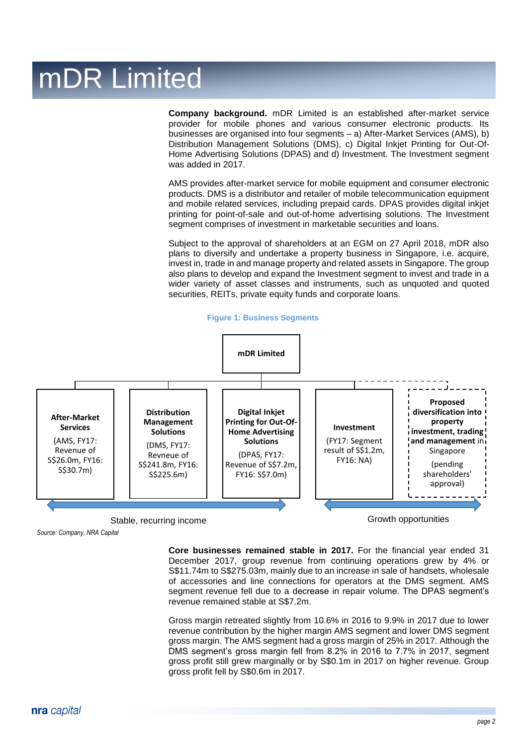# mDR Limited

**Company background.** mDR Limited is an established after-market service provider for mobile phones and various consumer electronic products. Its businesses are organised into four segments – a) After-Market Services (AMS), b) Distribution Management Solutions (DMS), c) Digital Inkjet Printing for Out-Of-Home Advertising Solutions (DPAS) and d) Investment. The Investment segment was added in 2017.

AMS provides after-market service for mobile equipment and consumer electronic products. DMS is a distributor and retailer of mobile telecommunication equipment and mobile related services, including prepaid cards. DPAS provides digital inkjet printing for point-of-sale and out-of-home advertising solutions. The Investment segment comprises of investment in marketable securities and loans.

Subject to the approval of shareholders at an EGM on 27 April 2018, mDR also plans to diversify and undertake a property business in Singapore, i.e. acquire, invest in, trade in and manage property and related assets in Singapore. The group also plans to develop and expand the Investment segment to invest and trade in a wider variety of asset classes and instruments, such as unquoted and quoted securities, REITs, private equity funds and corporate loans.

**Figure 1: Business Segments**

**mDR Limited**

| After-Market Services | Distribution Management Solutions | Digital Inkjet Printing for Out-Of-Home Advertising Solutions | Investment | Proposed diversification into property investment, trading and management in Singapore |
|---|---|---|---|---|
| (AMS, FY17: Revenue of S$26.0m, FY16: S$30.7m) | (DMS, FY17: Revneue of S$241.8m, FY16: S$225.6m) | (DPAS, FY17: Revenue of S$7.2m, FY16: S$7.0m) | (FY17: Segment result of S$1.2m, FY16: NA) | (pending shareholders' approval) |

Stable, recurring income (AMS, DMS, DPAS) — Growth opportunities (Investment, Proposed diversification)

*Source: Company, NRA Capital*

**Core businesses remained stable in 2017.** For the financial year ended 31 December 2017, group revenue from continuing operations grew by 4% or S$11.74m to S$275.03m, mainly due to an increase in sale of handsets, wholesale of accessories and line connections for operators at the DMS segment. AMS segment revenue fell due to a decrease in repair volume. The DPAS segment's revenue remained stable at S$7.2m.

Gross margin retreated slightly from 10.6% in 2016 to 9.9% in 2017 due to lower revenue contribution by the higher margin AMS segment and lower DMS segment gross margin. The AMS segment had a gross margin of 25% in 2017. Although the DMS segment's gross margin fell from 8.2% in 2016 to 7.7% in 2017, segment gross profit still grew marginally or by S$0.1m in 2017 on higher revenue. Group gross profit fell by S$0.6m in 2017.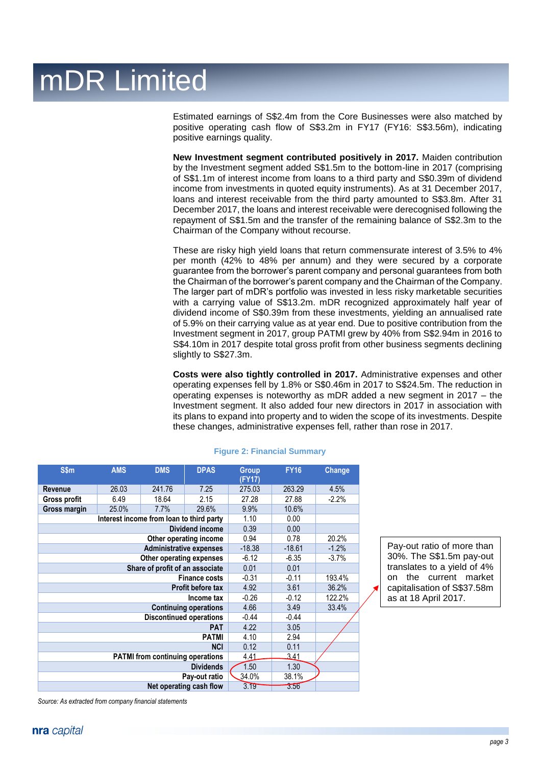# mDR Limited

Estimated earnings of S$2.4m from the Core Businesses were also matched by positive operating cash flow of S$3.2m in FY17 (FY16: S$3.56m), indicating positive earnings quality.

**New Investment segment contributed positively in 2017.** Maiden contribution by the Investment segment added S$1.5m to the bottom-line in 2017 (comprising of S$1.1m of interest income from loans to a third party and S$0.39m of dividend income from investments in quoted equity instruments). As at 31 December 2017, loans and interest receivable from the third party amounted to S$3.8m. After 31 December 2017, the loans and interest receivable were derecognised following the repayment of S$1.5m and the transfer of the remaining balance of S$2.3m to the Chairman of the Company without recourse.

These are risky high yield loans that return commensurate interest of 3.5% to 4% per month (42% to 48% per annum) and they were secured by a corporate guarantee from the borrower's parent company and personal guarantees from both the Chairman of the borrower's parent company and the Chairman of the Company. The larger part of mDR's portfolio was invested in less risky marketable securities with a carrying value of S$13.2m. mDR recognized approximately half year of dividend income of S$0.39m from these investments, yielding an annualised rate of 5.9% on their carrying value as at year end. Due to positive contribution from the Investment segment in 2017, group PATMI grew by 40% from S$2.94m in 2016 to S$4.10m in 2017 despite total gross profit from other business segments declining slightly to S$27.3m.

**Costs were also tightly controlled in 2017.** Administrative expenses and other operating expenses fell by 1.8% or S$0.46m in 2017 to S$24.5m. The reduction in operating expenses is noteworthy as mDR added a new segment in 2017 – the Investment segment. It also added four new directors in 2017 in association with its plans to expand into property and to widen the scope of its investments. Despite these changes, administrative expenses fell, rather than rose in 2017.

**Figure 2: Financial Summary**

| S$m | AMS | DMS | DPAS | Group (FY17) | FY16 | Change |
|---|---|---|---|---|---|---|
| Revenue | 26.03 | 241.76 | 7.25 | 275.03 | 263.29 | 4.5% |
| Gross profit | 6.49 | 18.64 | 2.15 | 27.28 | 27.88 | -2.2% |
| Gross margin | 25.0% | 7.7% | 29.6% | 9.9% | 10.6% | |
| Interest income from loan to third party | | | | 1.10 | 0.00 | |
| Dividend income | | | | 0.39 | 0.00 | |
| Other operating income | | | | 0.94 | 0.78 | 20.2% |
| Administrative expenses | | | | -18.38 | -18.61 | -1.2% |
| Other operating expenses | | | | -6.12 | -6.35 | -3.7% |
| Share of profit of an associate | | | | 0.01 | 0.01 | |
| Finance costs | | | | -0.31 | -0.11 | 193.4% |
| Profit before tax | | | | 4.92 | 3.61 | 36.2% |
| Income tax | | | | -0.26 | -0.12 | 122.2% |
| Continuing operations | | | | 4.66 | 3.49 | 33.4% |
| Discontinued operations | | | | -0.44 | -0.44 | |
| PAT | | | | 4.22 | 3.05 | |
| PATMI | | | | 4.10 | 2.94 | |
| NCI | | | | 0.12 | 0.11 | |
| PATMI from continuing operations | | | | 4.41 | 3.41 | |
| Dividends | | | | 1.50 | 1.30 | |
| Pay-out ratio | | | | 34.0% | 38.1% | |
| Net operating cash flow | | | | 3.19 | 3.56 | |

Pay-out ratio of more than 30%. The S$1.5m pay-out translates to a yield of 4% on the current market capitalisation of S$37.58m as at 18 April 2017.

*Source: As extracted from company financial statements*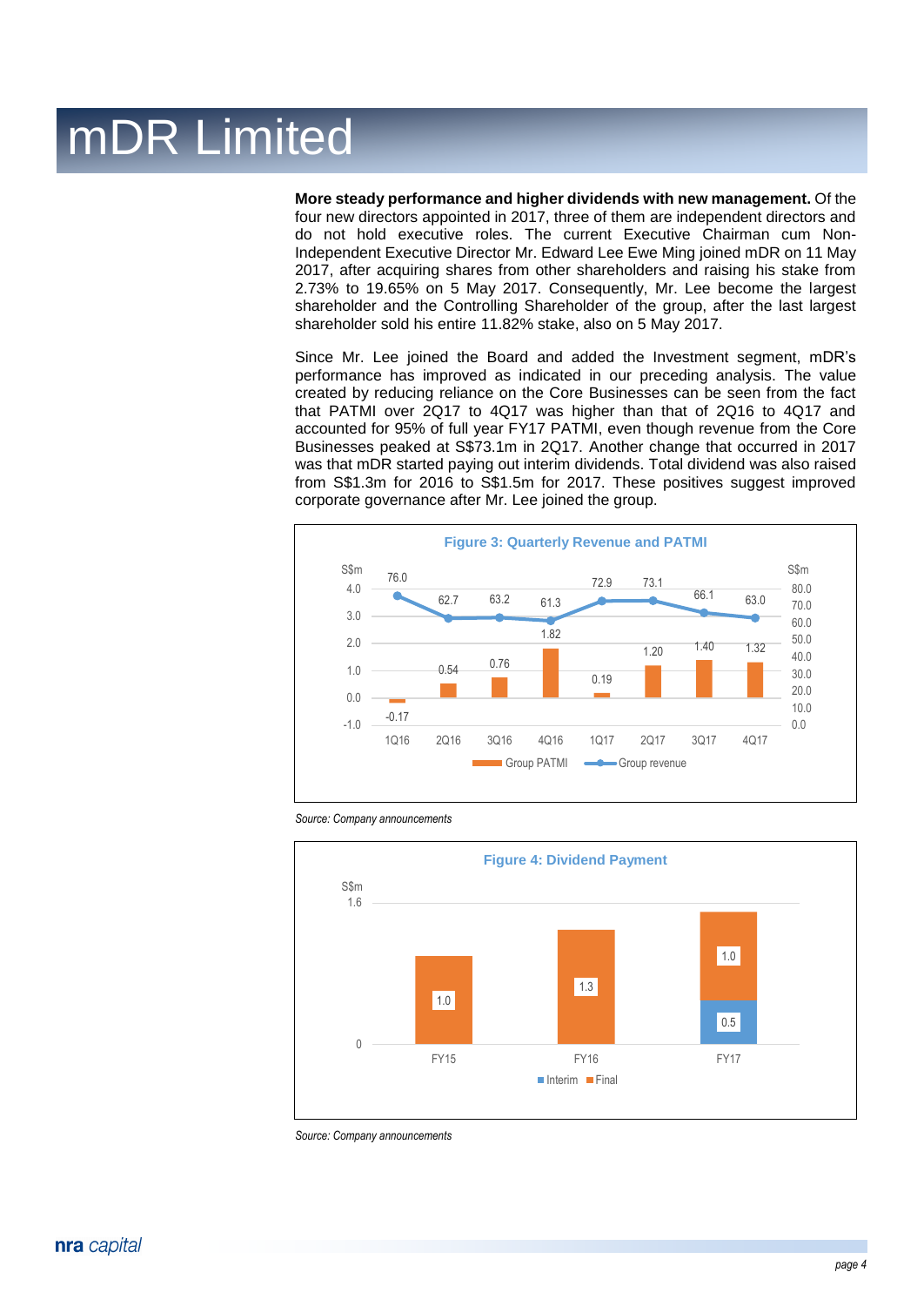# mDR Limited

**More steady performance and higher dividends with new management.** Of the four new directors appointed in 2017, three of them are independent directors and do not hold executive roles. The current Executive Chairman cum Non-Independent Executive Director Mr. Edward Lee Ewe Ming joined mDR on 11 May 2017, after acquiring shares from other shareholders and raising his stake from 2.73% to 19.65% on 5 May 2017. Consequently, Mr. Lee become the largest shareholder and the Controlling Shareholder of the group, after the last largest shareholder sold his entire 11.82% stake, also on 5 May 2017.

Since Mr. Lee joined the Board and added the Investment segment, mDR's performance has improved as indicated in our preceding analysis. The value created by reducing reliance on the Core Businesses can be seen from the fact that PATMI over 2Q17 to 4Q17 was higher than that of 2Q16 to 4Q17 and accounted for 95% of full year FY17 PATMI, even though revenue from the Core Businesses peaked at S$73.1m in 2Q17. Another change that occurred in 2017 was that mDR started paying out interim dividends. Total dividend was also raised from S$1.3m for 2016 to S$1.5m for 2017. These positives suggest improved corporate governance after Mr. Lee joined the group.

**Figure 3: Quarterly Revenue and PATMI**

| | 1Q16 | 2Q16 | 3Q16 | 4Q16 | 1Q17 | 2Q17 | 3Q17 | 4Q17 |
|---|---|---|---|---|---|---|---|---|
| Group PATMI (S$m) | -0.17 | 0.54 | 0.76 | 1.82 | 0.19 | 1.20 | 1.40 | 1.32 |
| Group revenue (S$m) | 76.0 | 62.7 | 63.2 | 61.3 | 72.9 | 73.1 | 66.1 | 63.0 |

*Source: Company announcements*

**Figure 4: Dividend Payment**

| S$m | FY15 | FY16 | FY17 |
|---|---|---|---|
| Interim | | | 0.5 |
| Final | 1.0 | 1.3 | 1.0 |

*Source: Company announcements*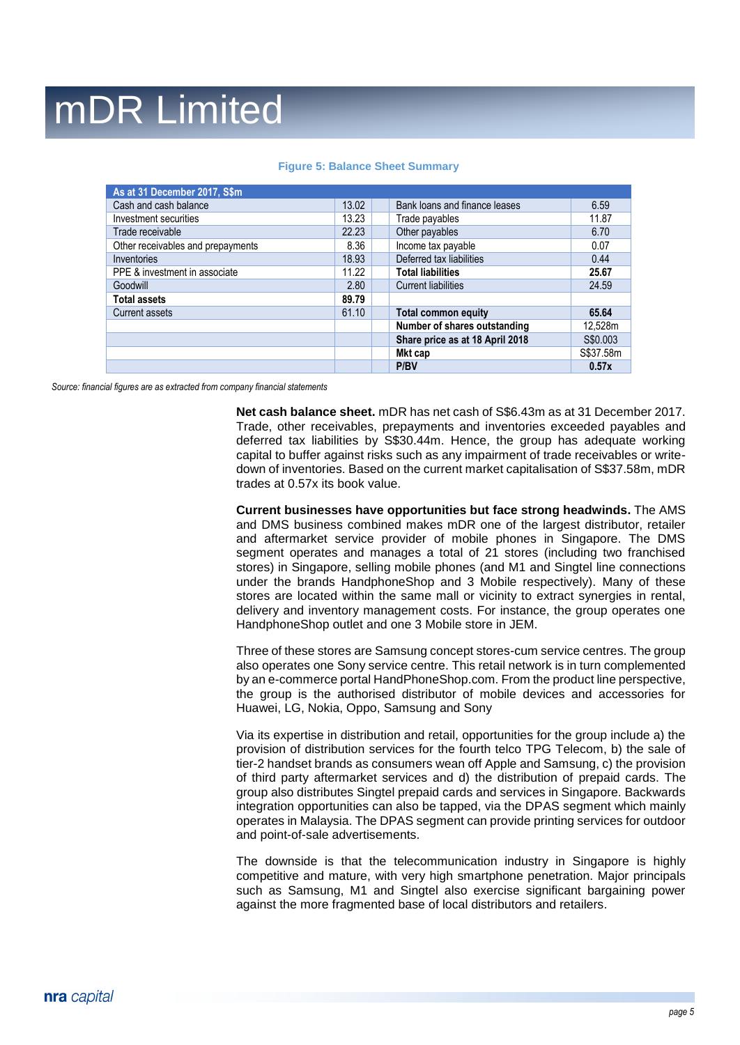**Figure 5: Balance Sheet Summary**

| As at 31 December 2017, S$m | | | | |
|---|---|---|---|---|
| Cash and cash balance | 13.02 | | Bank loans and finance leases | 6.59 |
| Investment securities | 13.23 | | Trade payables | 11.87 |
| Trade receivable | 22.23 | | Other payables | 6.70 |
| Other receivables and prepayments | 8.36 | | Income tax payable | 0.07 |
| Inventories | 18.93 | | Deferred tax liabilities | 0.44 |
| PPE & investment in associate | 11.22 | | **Total liabilities** | **25.67** |
| Goodwill | 2.80 | | Current liabilities | 24.59 |
| **Total assets** | **89.79** | | | |
| Current assets | 61.10 | | **Total common equity** | **65.64** |
| | | | **Number of shares outstanding** | 12,528m |
| | | | **Share price as at 18 April 2018** | S$0.003 |
| | | | **Mkt cap** | S$37.58m |
| | | | **P/BV** | **0.57x** |

*Source: financial figures are as extracted from company financial statements*

**Net cash balance sheet.** mDR has net cash of S$6.43m as at 31 December 2017. Trade, other receivables, prepayments and inventories exceeded payables and deferred tax liabilities by S$30.44m. Hence, the group has adequate working capital to buffer against risks such as any impairment of trade receivables or write-down of inventories. Based on the current market capitalisation of S$37.58m, mDR trades at 0.57x its book value.

**Current businesses have opportunities but face strong headwinds.** The AMS and DMS business combined makes mDR one of the largest distributor, retailer and aftermarket service provider of mobile phones in Singapore. The DMS segment operates and manages a total of 21 stores (including two franchised stores) in Singapore, selling mobile phones (and M1 and Singtel line connections under the brands HandphoneShop and 3 Mobile respectively). Many of these stores are located within the same mall or vicinity to extract synergies in rental, delivery and inventory management costs. For instance, the group operates one HandphoneShop outlet and one 3 Mobile store in JEM.

Three of these stores are Samsung concept stores-cum service centres. The group also operates one Sony service centre. This retail network is in turn complemented by an e-commerce portal HandPhoneShop.com. From the product line perspective, the group is the authorised distributor of mobile devices and accessories for Huawei, LG, Nokia, Oppo, Samsung and Sony

Via its expertise in distribution and retail, opportunities for the group include a) the provision of distribution services for the fourth telco TPG Telecom, b) the sale of tier-2 handset brands as consumers wean off Apple and Samsung, c) the provision of third party aftermarket services and d) the distribution of prepaid cards. The group also distributes Singtel prepaid cards and services in Singapore. Backwards integration opportunities can also be tapped, via the DPAS segment which mainly operates in Malaysia. The DPAS segment can provide printing services for outdoor and point-of-sale advertisements.

The downside is that the telecommunication industry in Singapore is highly competitive and mature, with very high smartphone penetration. Major principals such as Samsung, M1 and Singtel also exercise significant bargaining power against the more fragmented base of local distributors and retailers.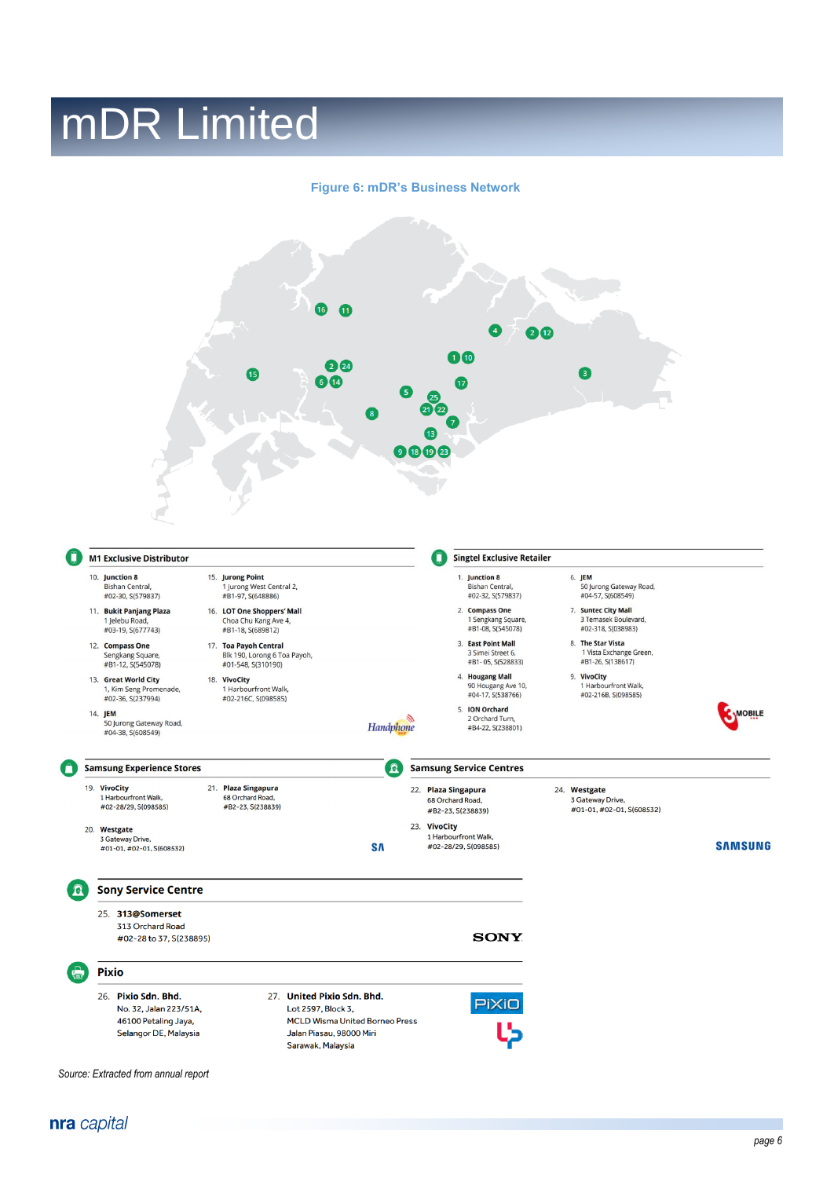# mDR Limited

**Figure 6: mDR's Business Network**

### M1 Exclusive Distributor

10. **Junction 8**
Bishan Central,
#02-30, S(579837)

11. **Bukit Panjang Plaza**
1 Jelebu Road,
#03-19, S(677743)

12. **Compass One**
Sengkang Square,
#B1-12, S(545078)

13. **Great World City**
1, Kim Seng Promenade,
#02-36, S(237994)

14. **JEM**
50 Jurong Gateway Road,
#04-38, S(608549)

15. **Jurong Point**
1 Jurong West Central 2,
#B1-97, S(648886)

16. **LOT One Shoppers' Mall**
Choa Chu Kang Ave 4,
#B1-18, S(689812)

17. **Toa Payoh Central**
Blk 190, Lorong 6 Toa Payoh,
#01-548, S(310190)

18. **VivoCity**
1 Harbourfront Walk,
#02-216C, S(098585)

### Singtel Exclusive Retailer

1. **Junction 8**
Bishan Central,
#02-32, S(579837)

2. **Compass One**
1 Sengkang Square,
#B1-08, S(545078)

3. **East Point Mall**
3 Simei Street 6,
#B1-05, S(528833)

4. **Hougang Mall**
90 Hougang Ave 10,
#04-17, S(538766)

5. **ION Orchard**
2 Orchard Turn,
#B4-22, S(238801)

6. **JEM**
50 Jurong Gateway Road,
#04-57, S(608549)

7. **Suntec City Mall**
3 Temasek Boulevard,
#02-318, S(038983)

8. **The Star Vista**
1 Vista Exchange Green,
#B1-26, S(138617)

9. **VivoCity**
1 Harbourfront Walk,
#02-216B, S(098585)

### Samsung Experience Stores

19. **VivoCity**
1 Harbourfront Walk,
#02-28/29, S(098585)

20. **Westgate**
3 Gateway Drive,
#01-01, #02-01, S(608532)

21. **Plaza Singapura**
68 Orchard Road,
#B2-23, S(238839)

### Samsung Service Centres

22. **Plaza Singapura**
68 Orchard Road,
#B2-23, S(238839)

23. **VivoCity**
1 Harbourfront Walk,
#02-28/29, S(098585)

24. **Westgate**
3 Gateway Drive,
#01-01, #02-01, S(608532)

### Sony Service Centre

25. **313@Somerset**
313 Orchard Road
#02-28 to 37, S(238895)

### Pixio

26. **Pixio Sdn. Bhd.**
No. 32, Jalan 223/51A,
46100 Petaling Jaya,
Selangor DE, Malaysia

27. **United Pixio Sdn. Bhd.**
Lot 2597, Block 3,
MCLD Wisma United Borneo Press
Jalan Piasau, 98000 Miri
Sarawak, Malaysia

*Source: Extracted from annual report*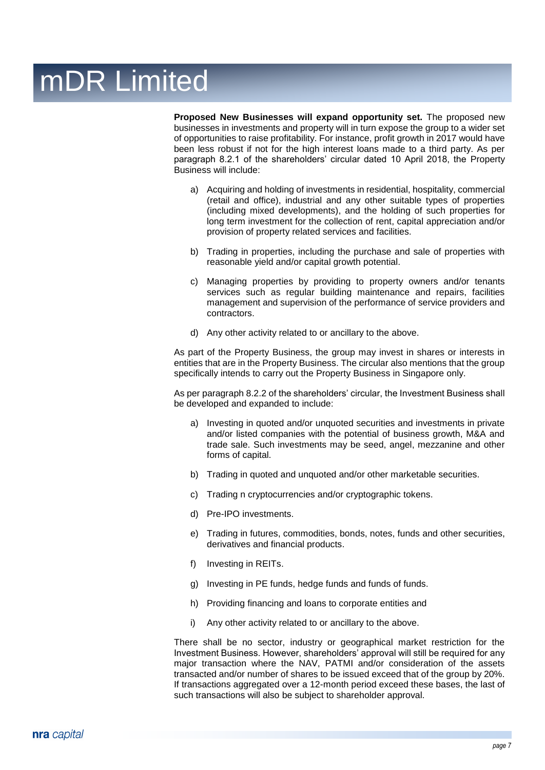# mDR Limited

**Proposed New Businesses will expand opportunity set.** The proposed new businesses in investments and property will in turn expose the group to a wider set of opportunities to raise profitability. For instance, profit growth in 2017 would have been less robust if not for the high interest loans made to a third party. As per paragraph 8.2.1 of the shareholders' circular dated 10 April 2018, the Property Business will include:

a) Acquiring and holding of investments in residential, hospitality, commercial (retail and office), industrial and any other suitable types of properties (including mixed developments), and the holding of such properties for long term investment for the collection of rent, capital appreciation and/or provision of property related services and facilities.

b) Trading in properties, including the purchase and sale of properties with reasonable yield and/or capital growth potential.

c) Managing properties by providing to property owners and/or tenants services such as regular building maintenance and repairs, facilities management and supervision of the performance of service providers and contractors.

d) Any other activity related to or ancillary to the above.

As part of the Property Business, the group may invest in shares or interests in entities that are in the Property Business. The circular also mentions that the group specifically intends to carry out the Property Business in Singapore only.

As per paragraph 8.2.2 of the shareholders' circular, the Investment Business shall be developed and expanded to include:

a) Investing in quoted and/or unquoted securities and investments in private and/or listed companies with the potential of business growth, M&A and trade sale. Such investments may be seed, angel, mezzanine and other forms of capital.

b) Trading in quoted and unquoted and/or other marketable securities.

c) Trading n cryptocurrencies and/or cryptographic tokens.

d) Pre-IPO investments.

e) Trading in futures, commodities, bonds, notes, funds and other securities, derivatives and financial products.

f) Investing in REITs.

g) Investing in PE funds, hedge funds and funds of funds.

h) Providing financing and loans to corporate entities and

i) Any other activity related to or ancillary to the above.

There shall be no sector, industry or geographical market restriction for the Investment Business. However, shareholders' approval will still be required for any major transaction where the NAV, PATMI and/or consideration of the assets transacted and/or number of shares to be issued exceed that of the group by 20%. If transactions aggregated over a 12-month period exceed these bases, the last of such transactions will also be subject to shareholder approval.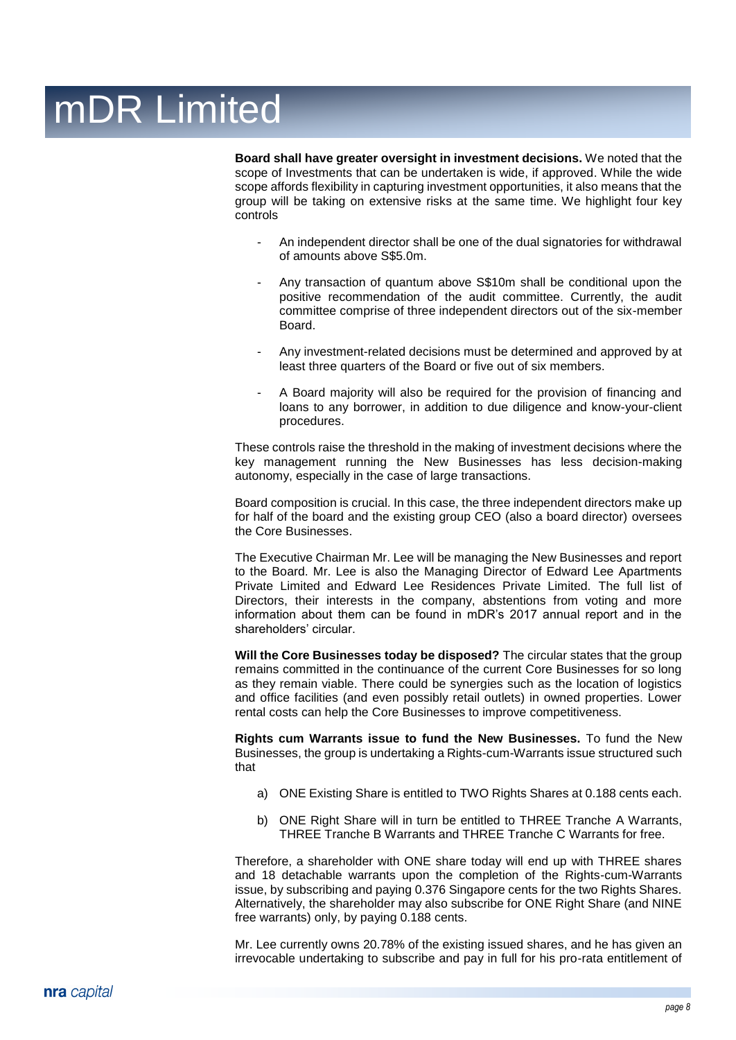**Board shall have greater oversight in investment decisions.** We noted that the scope of Investments that can be undertaken is wide, if approved. While the wide scope affords flexibility in capturing investment opportunities, it also means that the group will be taking on extensive risks at the same time. We highlight four key controls

- An independent director shall be one of the dual signatories for withdrawal of amounts above S$5.0m.
- Any transaction of quantum above S$10m shall be conditional upon the positive recommendation of the audit committee. Currently, the audit committee comprise of three independent directors out of the six-member Board.
- Any investment-related decisions must be determined and approved by at least three quarters of the Board or five out of six members.
- A Board majority will also be required for the provision of financing and loans to any borrower, in addition to due diligence and know-your-client procedures.

These controls raise the threshold in the making of investment decisions where the key management running the New Businesses has less decision-making autonomy, especially in the case of large transactions.

Board composition is crucial. In this case, the three independent directors make up for half of the board and the existing group CEO (also a board director) oversees the Core Businesses.

The Executive Chairman Mr. Lee will be managing the New Businesses and report to the Board. Mr. Lee is also the Managing Director of Edward Lee Apartments Private Limited and Edward Lee Residences Private Limited. The full list of Directors, their interests in the company, abstentions from voting and more information about them can be found in mDR's 2017 annual report and in the shareholders' circular.

**Will the Core Businesses today be disposed?** The circular states that the group remains committed in the continuance of the current Core Businesses for so long as they remain viable. There could be synergies such as the location of logistics and office facilities (and even possibly retail outlets) in owned properties. Lower rental costs can help the Core Businesses to improve competitiveness.

**Rights cum Warrants issue to fund the New Businesses.** To fund the New Businesses, the group is undertaking a Rights-cum-Warrants issue structured such that

a) ONE Existing Share is entitled to TWO Rights Shares at 0.188 cents each.

b) ONE Right Share will in turn be entitled to THREE Tranche A Warrants, THREE Tranche B Warrants and THREE Tranche C Warrants for free.

Therefore, a shareholder with ONE share today will end up with THREE shares and 18 detachable warrants upon the completion of the Rights-cum-Warrants issue, by subscribing and paying 0.376 Singapore cents for the two Rights Shares. Alternatively, the shareholder may also subscribe for ONE Right Share (and NINE free warrants) only, by paying 0.188 cents.

Mr. Lee currently owns 20.78% of the existing issued shares, and he has given an irrevocable undertaking to subscribe and pay in full for his pro-rata entitlement of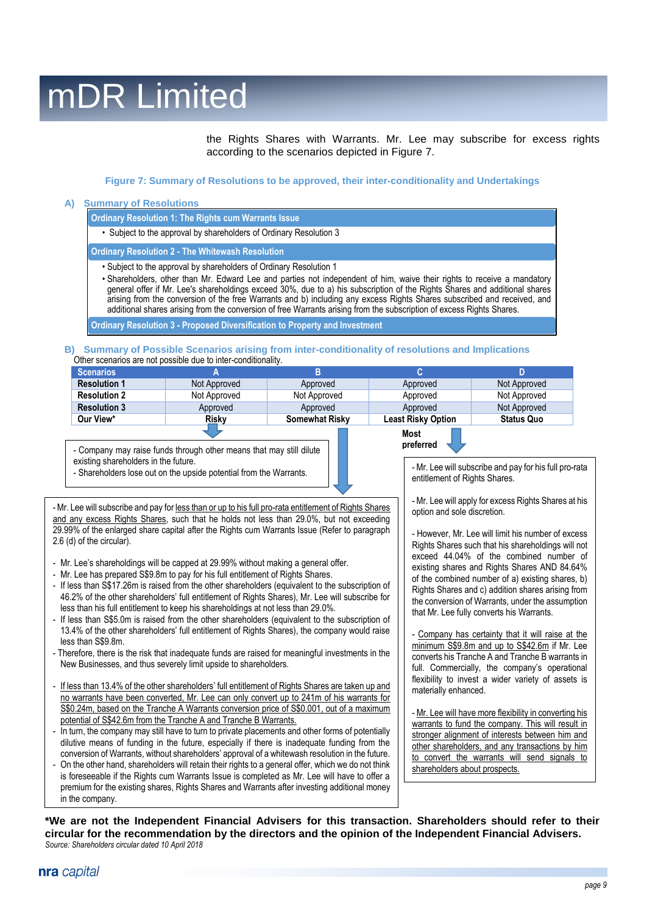the Rights Shares with Warrants. Mr. Lee may subscribe for excess rights according to the scenarios depicted in Figure 7.

**Figure 7: Summary of Resolutions to be approved, their inter-conditionality and Undertakings**

### A) Summary of Resolutions

**Ordinary Resolution 1: The Rights cum Warrants Issue**

- Subject to the approval by shareholders of Ordinary Resolution 3

**Ordinary Resolution 2 - The Whitewash Resolution**

- Subject to the approval by shareholders of Ordinary Resolution 1
- Shareholders, other than Mr. Edward Lee and parties not independent of him, waive their rights to receive a mandatory general offer if Mr. Lee's shareholdings exceed 30%, due to a) his subscription of the Rights Shares and additional shares arising from the conversion of the free Warrants and b) including any excess Rights Shares subscribed and received, and additional shares arising from the conversion of free Warrants arising from the subscription of excess Rights Shares.

**Ordinary Resolution 3 - Proposed Diversification to Property and Investment**

### B) Summary of Possible Scenarios arising from inter-conditionality of resolutions and Implications

Other scenarios are not possible due to inter-conditionality.

| Scenarios | A | B | C | D |
|---|---|---|---|---|
| **Resolution 1** | Not Approved | Approved | Approved | Not Approved |
| **Resolution 2** | Not Approved | Not Approved | Approved | Not Approved |
| **Resolution 3** | Approved | Approved | Approved | Not Approved |
| **Our View*** | **Risky** | **Somewhat Risky** | **Least Risky Option** | **Status Quo** |

**Scenario A:**

- Company may raise funds through other means that may still dilute existing shareholders in the future.
- Shareholders lose out on the upside potential from the Warrants.

**Scenario B:**

- Mr. Lee will subscribe and pay for <u>less than or up to his full pro-rata entitlement of Rights Shares and any excess Rights Shares</u>, such that he holds not less than 29.0%, but not exceeding 29.99% of the enlarged share capital after the Rights cum Warrants Issue (Refer to paragraph 2.6 (d) of the circular).

- Mr. Lee's shareholdings will be capped at 29.99% without making a general offer.
- Mr. Lee has prepared S$9.8m to pay for his full entitlement of Rights Shares.
- If less than S$17.26m is raised from the other shareholders (equivalent to the subscription of 46.2% of the other shareholders' full entitlement of Rights Shares), Mr. Lee will subscribe for less than his full entitlement to keep his shareholdings at not less than 29.0%.
- If less than S$5.0m is raised from the other shareholders (equivalent to the subscription of 13.4% of the other shareholders' full entitlement of Rights Shares), the company would raise less than S$9.8m.
- Therefore, there is the risk that inadequate funds are raised for meaningful investments in the New Businesses, and thus severely limit upside to shareholders.

- <u>If less than 13.4% of the other shareholders' full entitlement of Rights Shares are taken up and no warrants have been converted, Mr. Lee can only convert up to 241m of his warrants for S$0.24m, based on the Tranche A Warrants conversion price of S$0.001, out of a maximum potential of S$42.6m from the Tranche A and Tranche B Warrants.</u>
- In turn, the company may still have to turn to private placements and other forms of potentially dilutive means of funding in the future, especially if there is inadequate funding from the conversion of Warrants, without shareholders' approval of a whitewash resolution in the future.
- On the other hand, shareholders will retain their rights to a general offer, which we do not think is foreseeable if the Rights cum Warrants Issue is completed as Mr. Lee will have to offer a premium for the existing shares, Rights Shares and Warrants after investing additional money in the company.

**Scenario C: Most preferred**

- Mr. Lee will subscribe and pay for his full pro-rata entitlement of Rights Shares.

- Mr. Lee will apply for excess Rights Shares at his option and sole discretion.

- However, Mr. Lee will limit his number of excess Rights Shares such that his shareholdings will not exceed 44.04% of the combined number of existing shares and Rights Shares AND 84.64% of the combined number of a) existing shares, b) Rights Shares and c) addition shares arising from the conversion of Warrants, under the assumption that Mr. Lee fully converts his Warrants.

- <u>Company has certainty that it will raise at the minimum S$9.8m and up to S$42.6m</u> if Mr. Lee converts his Tranche A and Tranche B warrants in full. Commercially, the company's operational flexibility to invest a wider variety of assets is materially enhanced.

- <u>Mr. Lee will have more flexibility in converting his warrants to fund the company. This will result in stronger alignment of interests between him and other shareholders, and any transactions by him to convert the warrants will send signals to shareholders about prospects.</u>

**\*We are not the Independent Financial Advisers for this transaction. Shareholders should refer to their circular for the recommendation by the directors and the opinion of the Independent Financial Advisers.**

*Source: Shareholders circular dated 10 April 2018*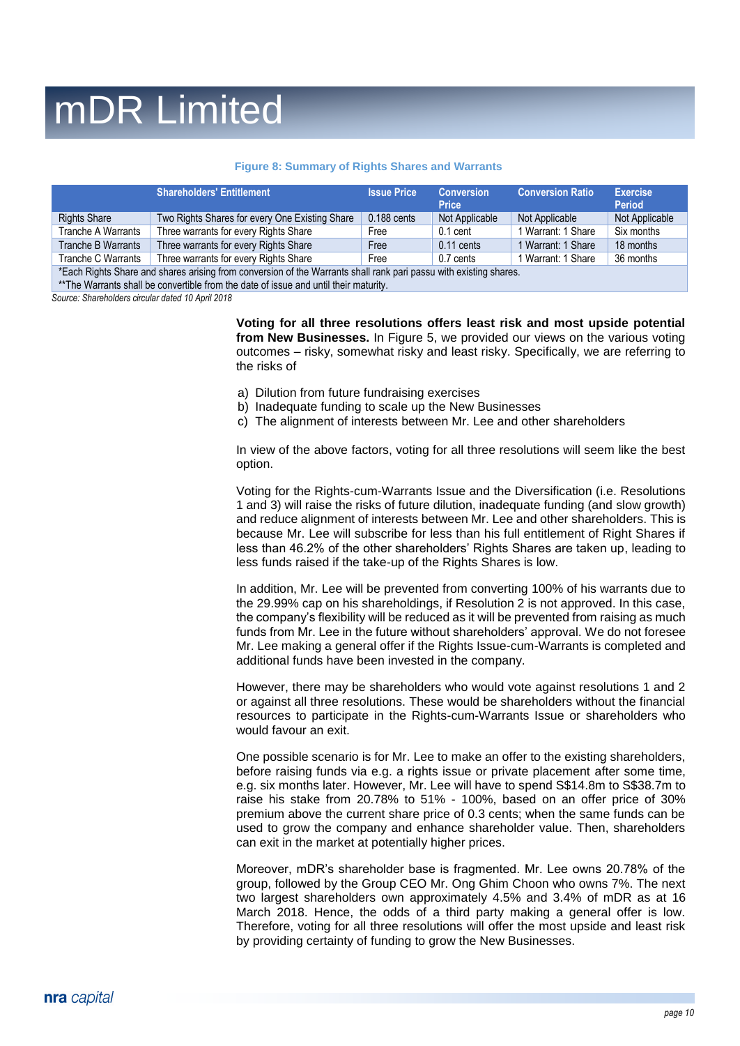**Figure 8: Summary of Rights Shares and Warrants**

| | Shareholders' Entitlement | Issue Price | Conversion Price | Conversion Ratio | Exercise Period |
|---|---|---|---|---|---|
| Rights Share | Two Rights Shares for every One Existing Share | 0.188 cents | Not Applicable | Not Applicable | Not Applicable |
| Tranche A Warrants | Three warrants for every Rights Share | Free | 0.1 cent | 1 Warrant: 1 Share | Six months |
| Tranche B Warrants | Three warrants for every Rights Share | Free | 0.11 cents | 1 Warrant: 1 Share | 18 months |
| Tranche C Warrants | Three warrants for every Rights Share | Free | 0.7 cents | 1 Warrant: 1 Share | 36 months |

*Each Rights Share and shares arising from conversion of the Warrants shall rank pari passu with existing shares.
**The Warrants shall be convertible from the date of issue and until their maturity.

*Source: Shareholders circular dated 10 April 2018*

**Voting for all three resolutions offers least risk and most upside potential from New Businesses.** In Figure 5, we provided our views on the various voting outcomes – risky, somewhat risky and least risky. Specifically, we are referring to the risks of

a) Dilution from future fundraising exercises
b) Inadequate funding to scale up the New Businesses
c) The alignment of interests between Mr. Lee and other shareholders

In view of the above factors, voting for all three resolutions will seem like the best option.

Voting for the Rights-cum-Warrants Issue and the Diversification (i.e. Resolutions 1 and 3) will raise the risks of future dilution, inadequate funding (and slow growth) and reduce alignment of interests between Mr. Lee and other shareholders. This is because Mr. Lee will subscribe for less than his full entitlement of Right Shares if less than 46.2% of the other shareholders' Rights Shares are taken up, leading to less funds raised if the take-up of the Rights Shares is low.

In addition, Mr. Lee will be prevented from converting 100% of his warrants due to the 29.99% cap on his shareholdings, if Resolution 2 is not approved. In this case, the company's flexibility will be reduced as it will be prevented from raising as much funds from Mr. Lee in the future without shareholders' approval. We do not foresee Mr. Lee making a general offer if the Rights Issue-cum-Warrants is completed and additional funds have been invested in the company.

However, there may be shareholders who would vote against resolutions 1 and 2 or against all three resolutions. These would be shareholders without the financial resources to participate in the Rights-cum-Warrants Issue or shareholders who would favour an exit.

One possible scenario is for Mr. Lee to make an offer to the existing shareholders, before raising funds via e.g. a rights issue or private placement after some time, e.g. six months later. However, Mr. Lee will have to spend S$14.8m to S$38.7m to raise his stake from 20.78% to 51% - 100%, based on an offer price of 30% premium above the current share price of 0.3 cents; when the same funds can be used to grow the company and enhance shareholder value. Then, shareholders can exit in the market at potentially higher prices.

Moreover, mDR's shareholder base is fragmented. Mr. Lee owns 20.78% of the group, followed by the Group CEO Mr. Ong Ghim Choon who owns 7%. The next two largest shareholders own approximately 4.5% and 3.4% of mDR as at 16 March 2018. Hence, the odds of a third party making a general offer is low. Therefore, voting for all three resolutions will offer the most upside and least risk by providing certainty of funding to grow the New Businesses.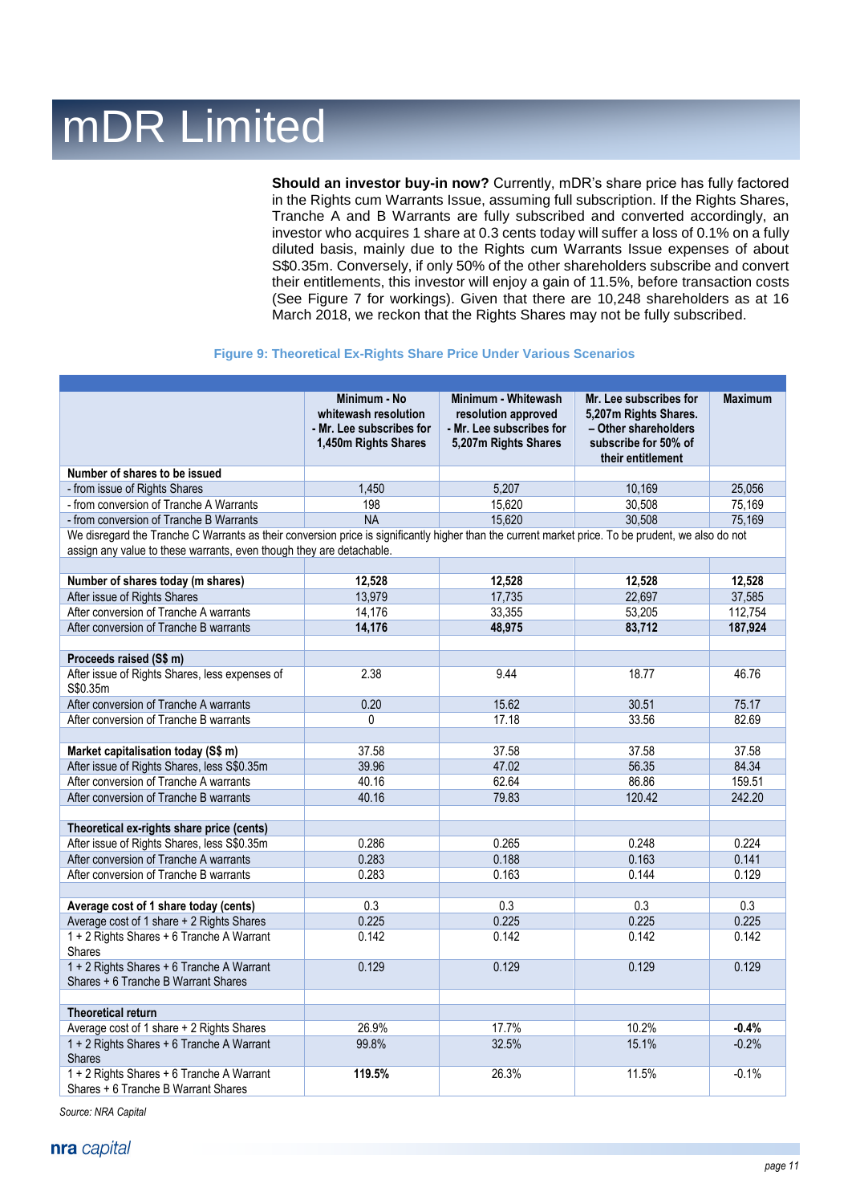# mDR Limited

**Should an investor buy-in now?** Currently, mDR's share price has fully factored in the Rights cum Warrants Issue, assuming full subscription. If the Rights Shares, Tranche A and B Warrants are fully subscribed and converted accordingly, an investor who acquires 1 share at 0.3 cents today will suffer a loss of 0.1% on a fully diluted basis, mainly due to the Rights cum Warrants Issue expenses of about S$0.35m. Conversely, if only 50% of the other shareholders subscribe and convert their entitlements, this investor will enjoy a gain of 11.5%, before transaction costs (See Figure 7 for workings). Given that there are 10,248 shareholders as at 16 March 2018, we reckon that the Rights Shares may not be fully subscribed.

**Figure 9: Theoretical Ex-Rights Share Price Under Various Scenarios**

| | Minimum - No whitewash resolution - Mr. Lee subscribes for 1,450m Rights Shares | Minimum - Whitewash resolution approved - Mr. Lee subscribes for 5,207m Rights Shares | Mr. Lee subscribes for 5,207m Rights Shares. – Other shareholders subscribe for 50% of their entitlement | Maximum |
|---|---|---|---|---|
| **Number of shares to be issued** | | | | |
| - from issue of Rights Shares | 1,450 | 5,207 | 10,169 | 25,056 |
| - from conversion of Tranche A Warrants | 198 | 15,620 | 30,508 | 75,169 |
| - from conversion of Tranche B Warrants | NA | 15,620 | 30,508 | 75,169 |
| We disregard the Tranche C Warrants as their conversion price is significantly higher than the current market price. To be prudent, we also do not assign any value to these warrants, even though they are detachable. | | | | |
| | | | | |
| **Number of shares today (m shares)** | **12,528** | **12,528** | **12,528** | **12,528** |
| After issue of Rights Shares | 13,979 | 17,735 | 22,697 | 37,585 |
| After conversion of Tranche A warrants | 14,176 | 33,355 | 53,205 | 112,754 |
| After conversion of Tranche B warrants | **14,176** | **48,975** | **83,712** | **187,924** |
| | | | | |
| **Proceeds raised (S$ m)** | | | | |
| After issue of Rights Shares, less expenses of S$0.35m | 2.38 | 9.44 | 18.77 | 46.76 |
| After conversion of Tranche A warrants | 0.20 | 15.62 | 30.51 | 75.17 |
| After conversion of Tranche B warrants | 0 | 17.18 | 33.56 | 82.69 |
| | | | | |
| **Market capitalisation today (S$ m)** | 37.58 | 37.58 | 37.58 | 37.58 |
| After issue of Rights Shares, less S$0.35m | 39.96 | 47.02 | 56.35 | 84.34 |
| After conversion of Tranche A warrants | 40.16 | 62.64 | 86.86 | 159.51 |
| After conversion of Tranche B warrants | 40.16 | 79.83 | 120.42 | 242.20 |
| | | | | |
| **Theoretical ex-rights share price (cents)** | | | | |
| After issue of Rights Shares, less S$0.35m | 0.286 | 0.265 | 0.248 | 0.224 |
| After conversion of Tranche A warrants | 0.283 | 0.188 | 0.163 | 0.141 |
| After conversion of Tranche B warrants | 0.283 | 0.163 | 0.144 | 0.129 |
| | | | | |
| **Average cost of 1 share today (cents)** | 0.3 | 0.3 | 0.3 | 0.3 |
| Average cost of 1 share + 2 Rights Shares | 0.225 | 0.225 | 0.225 | 0.225 |
| 1 + 2 Rights Shares + 6 Tranche A Warrant Shares | 0.142 | 0.142 | 0.142 | 0.142 |
| 1 + 2 Rights Shares + 6 Tranche A Warrant Shares + 6 Tranche B Warrant Shares | 0.129 | 0.129 | 0.129 | 0.129 |
| | | | | |
| **Theoretical return** | | | | |
| Average cost of 1 share + 2 Rights Shares | 26.9% | 17.7% | 10.2% | **-0.4%** |
| 1 + 2 Rights Shares + 6 Tranche A Warrant Shares | 99.8% | 32.5% | 15.1% | -0.2% |
| 1 + 2 Rights Shares + 6 Tranche A Warrant Shares + 6 Tranche B Warrant Shares | **119.5%** | 26.3% | 11.5% | -0.1% |

*Source: NRA Capital*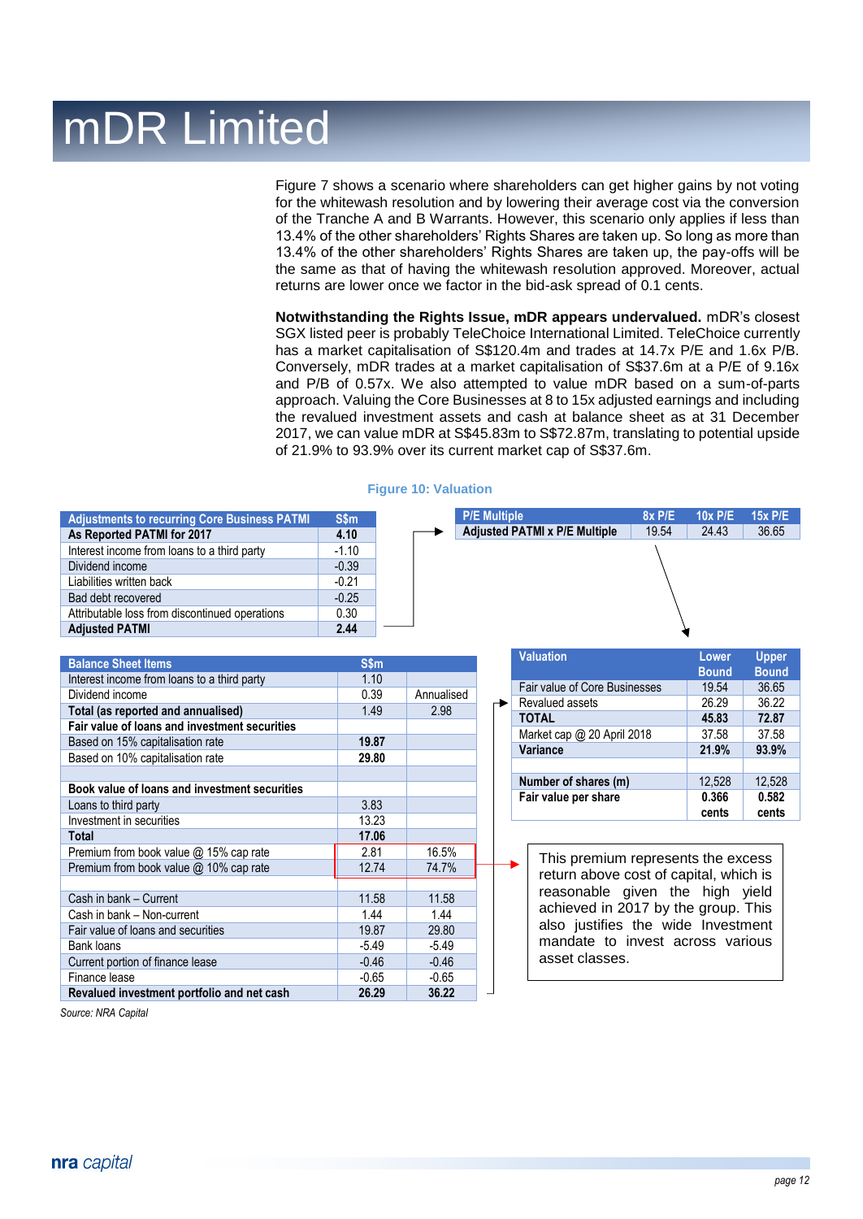# mDR Limited

Figure 7 shows a scenario where shareholders can get higher gains by not voting for the whitewash resolution and by lowering their average cost via the conversion of the Tranche A and B Warrants. However, this scenario only applies if less than 13.4% of the other shareholders' Rights Shares are taken up. So long as more than 13.4% of the other shareholders' Rights Shares are taken up, the pay-offs will be the same as that of having the whitewash resolution approved. Moreover, actual returns are lower once we factor in the bid-ask spread of 0.1 cents.

**Notwithstanding the Rights Issue, mDR appears undervalued.** mDR's closest SGX listed peer is probably TeleChoice International Limited. TeleChoice currently has a market capitalisation of S$120.4m and trades at 14.7x P/E and 1.6x P/B. Conversely, mDR trades at a market capitalisation of S$37.6m at a P/E of 9.16x and P/B of 0.57x. We also attempted to value mDR based on a sum-of-parts approach. Valuing the Core Businesses at 8 to 15x adjusted earnings and including the revalued investment assets and cash at balance sheet as at 31 December 2017, we can value mDR at S$45.83m to S$72.87m, translating to potential upside of 21.9% to 93.9% over its current market cap of S$37.6m.

**Figure 10: Valuation**

| Adjustments to recurring Core Business PATMI | S$m |
|---|---|
| **As Reported PATMI for 2017** | **4.10** |
| Interest income from loans to a third party | -1.10 |
| Dividend income | -0.39 |
| Liabilities written back | -0.21 |
| Bad debt recovered | -0.25 |
| Attributable loss from discontinued operations | 0.30 |
| **Adjusted PATMI** | **2.44** |

| P/E Multiple | 8x P/E | 10x P/E | 15x P/E |
|---|---|---|---|
| **Adjusted PATMI x P/E Multiple** | 19.54 | 24.43 | 36.65 |

| Balance Sheet Items | S$m | |
|---|---|---|
| Interest income from loans to a third party | 1.10 | |
| Dividend income | 0.39 | Annualised |
| **Total (as reported and annualised)** | 1.49 | 2.98 |
| **Fair value of loans and investment securities** | | |
| Based on 15% capitalisation rate | **19.87** | |
| Based on 10% capitalisation rate | **29.80** | |
| | | |
| **Book value of loans and investment securities** | | |
| Loans to third party | 3.83 | |
| Investment in securities | 13.23 | |
| **Total** | **17.06** | |
| Premium from book value @ 15% cap rate | 2.81 | 16.5% |
| Premium from book value @ 10% cap rate | 12.74 | 74.7% |
| | | |
| Cash in bank – Current | 11.58 | 11.58 |
| Cash in bank – Non-current | 1.44 | 1.44 |
| Fair value of loans and securities | 19.87 | 29.80 |
| Bank loans | -5.49 | -5.49 |
| Current portion of finance lease | -0.46 | -0.46 |
| Finance lease | -0.65 | -0.65 |
| **Revalued investment portfolio and net cash** | **26.29** | **36.22** |

| Valuation | Lower Bound | Upper Bound |
|---|---|---|
| Fair value of Core Businesses | 19.54 | 36.65 |
| Revalued assets | 26.29 | 36.22 |
| **TOTAL** | **45.83** | **72.87** |
| Market cap @ 20 April 2018 | 37.58 | 37.58 |
| **Variance** | **21.9%** | **93.9%** |
| | | |
| **Number of shares (m)** | 12,528 | 12,528 |
| **Fair value per share** | **0.366 cents** | **0.582 cents** |

This premium represents the excess return above cost of capital, which is reasonable given the high yield achieved in 2017 by the group. This also justifies the wide Investment mandate to invest across various asset classes.

*Source: NRA Capital*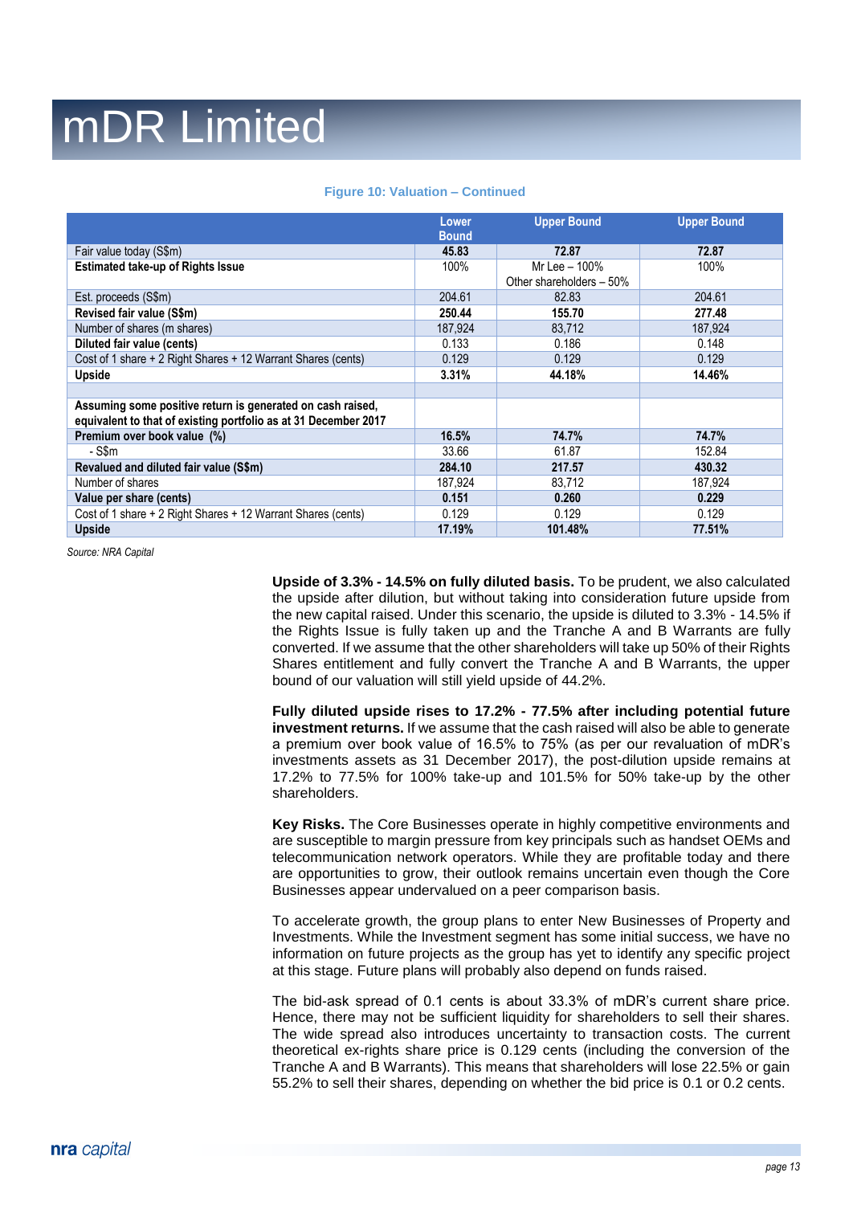# mDR Limited

**Figure 10: Valuation – Continued**

| | Lower Bound | Upper Bound | Upper Bound |
|---|---|---|---|
| Fair value today (S$m) | **45.83** | **72.87** | **72.87** |
| **Estimated take-up of Rights Issue** | 100% | Mr Lee – 100%<br>Other shareholders – 50% | 100% |
| Est. proceeds (S$m) | 204.61 | 82.83 | 204.61 |
| **Revised fair value (S$m)** | **250.44** | **155.70** | **277.48** |
| Number of shares (m shares) | 187,924 | 83,712 | 187,924 |
| **Diluted fair value (cents)** | 0.133 | 0.186 | 0.148 |
| Cost of 1 share + 2 Right Shares + 12 Warrant Shares (cents) | 0.129 | 0.129 | 0.129 |
| **Upside** | **3.31%** | **44.18%** | **14.46%** |
| | | | |
| **Assuming some positive return is generated on cash raised, equivalent to that of existing portfolio as at 31 December 2017** | | | |
| **Premium over book value (%)** | **16.5%** | **74.7%** | **74.7%** |
| - S$m | 33.66 | 61.87 | 152.84 |
| **Revalued and diluted fair value (S$m)** | **284.10** | **217.57** | **430.32** |
| Number of shares | 187,924 | 83,712 | 187,924 |
| **Value per share (cents)** | **0.151** | **0.260** | **0.229** |
| Cost of 1 share + 2 Right Shares + 12 Warrant Shares (cents) | 0.129 | 0.129 | 0.129 |
| **Upside** | **17.19%** | **101.48%** | **77.51%** |

*Source: NRA Capital*

**Upside of 3.3% - 14.5% on fully diluted basis.** To be prudent, we also calculated the upside after dilution, but without taking into consideration future upside from the new capital raised. Under this scenario, the upside is diluted to 3.3% - 14.5% if the Rights Issue is fully taken up and the Tranche A and B Warrants are fully converted. If we assume that the other shareholders will take up 50% of their Rights Shares entitlement and fully convert the Tranche A and B Warrants, the upper bound of our valuation will still yield upside of 44.2%.

**Fully diluted upside rises to 17.2% - 77.5% after including potential future investment returns.** If we assume that the cash raised will also be able to generate a premium over book value of 16.5% to 75% (as per our revaluation of mDR's investments assets as 31 December 2017), the post-dilution upside remains at 17.2% to 77.5% for 100% take-up and 101.5% for 50% take-up by the other shareholders.

**Key Risks.** The Core Businesses operate in highly competitive environments and are susceptible to margin pressure from key principals such as handset OEMs and telecommunication network operators. While they are profitable today and there are opportunities to grow, their outlook remains uncertain even though the Core Businesses appear undervalued on a peer comparison basis.

To accelerate growth, the group plans to enter New Businesses of Property and Investments. While the Investment segment has some initial success, we have no information on future projects as the group has yet to identify any specific project at this stage. Future plans will probably also depend on funds raised.

The bid-ask spread of 0.1 cents is about 33.3% of mDR's current share price. Hence, there may not be sufficient liquidity for shareholders to sell their shares. The wide spread also introduces uncertainty to transaction costs. The current theoretical ex-rights share price is 0.129 cents (including the conversion of the Tranche A and B Warrants). This means that shareholders will lose 22.5% or gain 55.2% to sell their shares, depending on whether the bid price is 0.1 or 0.2 cents.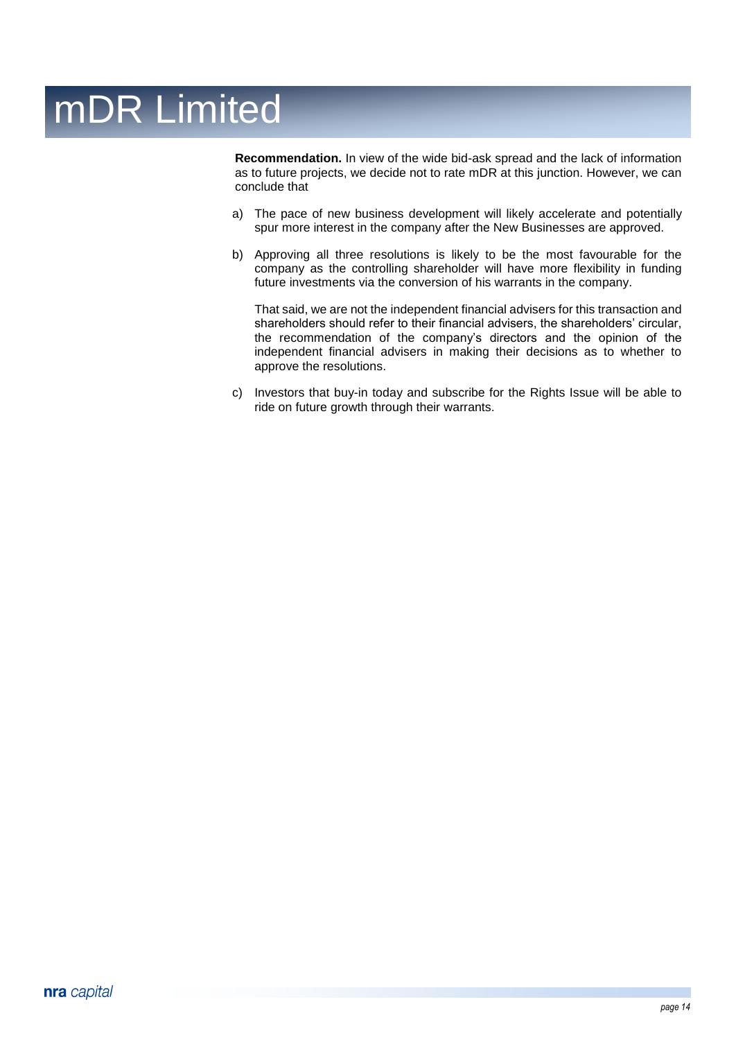**Recommendation.** In view of the wide bid-ask spread and the lack of information as to future projects, we decide not to rate mDR at this junction. However, we can conclude that

a) The pace of new business development will likely accelerate and potentially spur more interest in the company after the New Businesses are approved.

b) Approving all three resolutions is likely to be the most favourable for the company as the controlling shareholder will have more flexibility in funding future investments via the conversion of his warrants in the company.

   That said, we are not the independent financial advisers for this transaction and shareholders should refer to their financial advisers, the shareholders' circular, the recommendation of the company's directors and the opinion of the independent financial advisers in making their decisions as to whether to approve the resolutions.

c) Investors that buy-in today and subscribe for the Rights Issue will be able to ride on future growth through their warrants.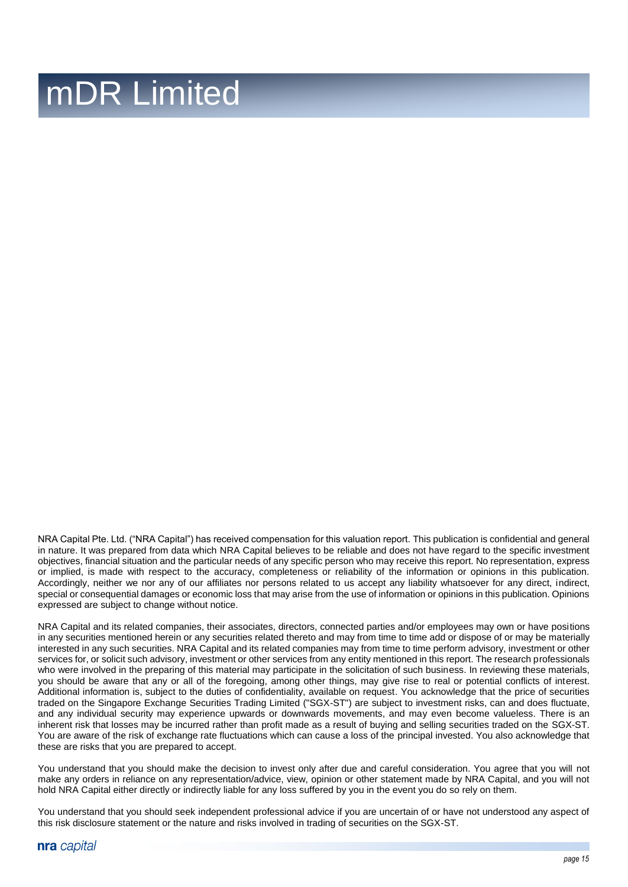NRA Capital Pte. Ltd. ("NRA Capital") has received compensation for this valuation report. This publication is confidential and general in nature. It was prepared from data which NRA Capital believes to be reliable and does not have regard to the specific investment objectives, financial situation and the particular needs of any specific person who may receive this report. No representation, express or implied, is made with respect to the accuracy, completeness or reliability of the information or opinions in this publication. Accordingly, neither we nor any of our affiliates nor persons related to us accept any liability whatsoever for any direct, indirect, special or consequential damages or economic loss that may arise from the use of information or opinions in this publication. Opinions expressed are subject to change without notice.

NRA Capital and its related companies, their associates, directors, connected parties and/or employees may own or have positions in any securities mentioned herein or any securities related thereto and may from time to time add or dispose of or may be materially interested in any such securities. NRA Capital and its related companies may from time to time perform advisory, investment or other services for, or solicit such advisory, investment or other services from any entity mentioned in this report. The research professionals who were involved in the preparing of this material may participate in the solicitation of such business. In reviewing these materials, you should be aware that any or all of the foregoing, among other things, may give rise to real or potential conflicts of interest. Additional information is, subject to the duties of confidentiality, available on request. You acknowledge that the price of securities traded on the Singapore Exchange Securities Trading Limited ("SGX-ST") are subject to investment risks, can and does fluctuate, and any individual security may experience upwards or downwards movements, and may even become valueless. There is an inherent risk that losses may be incurred rather than profit made as a result of buying and selling securities traded on the SGX-ST. You are aware of the risk of exchange rate fluctuations which can cause a loss of the principal invested. You also acknowledge that these are risks that you are prepared to accept.

You understand that you should make the decision to invest only after due and careful consideration. You agree that you will not make any orders in reliance on any representation/advice, view, opinion or other statement made by NRA Capital, and you will not hold NRA Capital either directly or indirectly liable for any loss suffered by you in the event you do so rely on them.

You understand that you should seek independent professional advice if you are uncertain of or have not understood any aspect of this risk disclosure statement or the nature and risks involved in trading of securities on the SGX-ST.